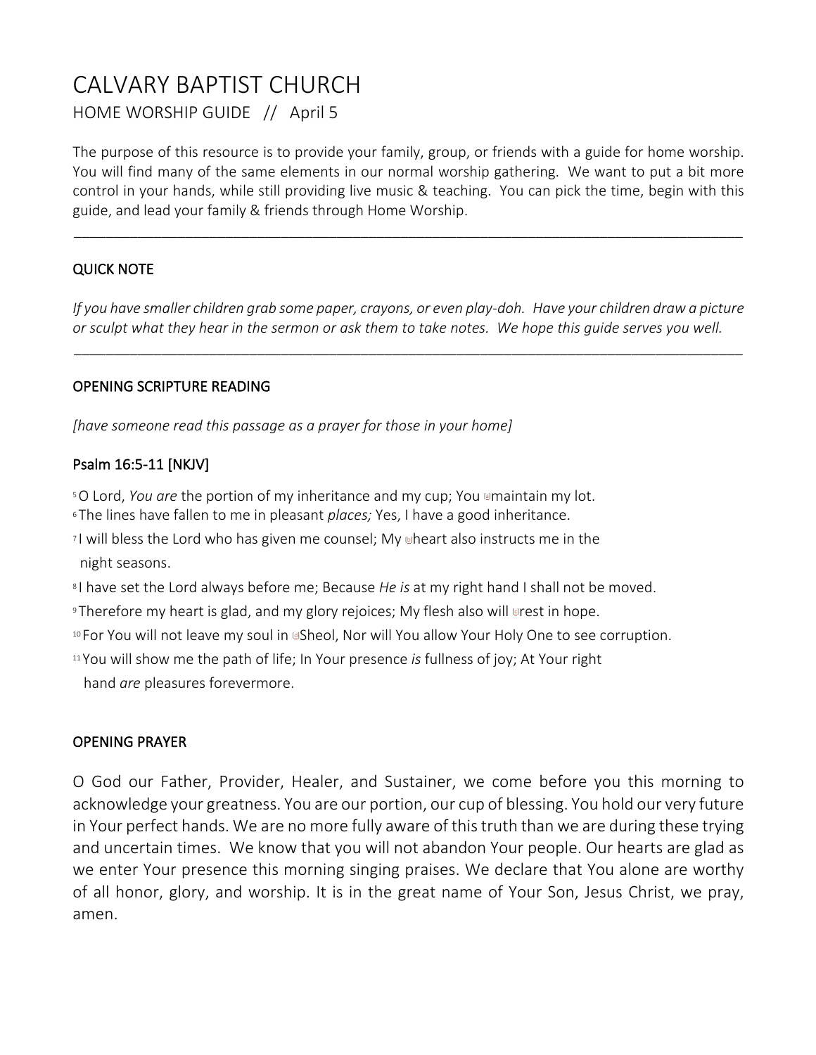# CALVARY BAPTIST CHURCH

HOME WORSHIP GUIDE // April 5

The purpose of this resource is to provide your family, group, or friends with a guide for home worship. You will find many of the same elements in our normal worship gathering. We want to put a bit more control in your hands, while still providing live music & teaching. You can pick the time, begin with this guide, and lead your family & friends through Home Worship.

---

## QUICK NOTE

*If you have smaller children grab some paper, crayons, or even play-doh. Have your children draw a picture or sculpt what they hear in the sermon or ask them to take notes. We hope this guide serves you well.*

---

## OPENING SCRIPTURE READING

*[have someone read this passage as a prayer for those in your home]*

### Psalm 16:5-11 [NKJV]

[5] O Lord, *You are* the portion of my inheritance and my cup; You maintain my lot.
[6] The lines have fallen to me in pleasant *places;* Yes, I have a good inheritance.
[7] I will bless the Lord who has given me counsel; My heart also instructs me in the night seasons.
[8] I have set the Lord always before me; Because *He is* at my right hand I shall not be moved.
[9] Therefore my heart is glad, and my glory rejoices; My flesh also will rest in hope.
[10] For You will not leave my soul in Sheol, Nor will You allow Your Holy One to see corruption.
[11] You will show me the path of life; In Your presence *is* fullness of joy; At Your right hand *are* pleasures forevermore.

## OPENING PRAYER

O God our Father, Provider, Healer, and Sustainer, we come before you this morning to acknowledge your greatness. You are our portion, our cup of blessing. You hold our very future in Your perfect hands. We are no more fully aware of this truth than we are during these trying and uncertain times. We know that you will not abandon Your people. Our hearts are glad as we enter Your presence this morning singing praises. We declare that You alone are worthy of all honor, glory, and worship. It is in the great name of Your Son, Jesus Christ, we pray, amen.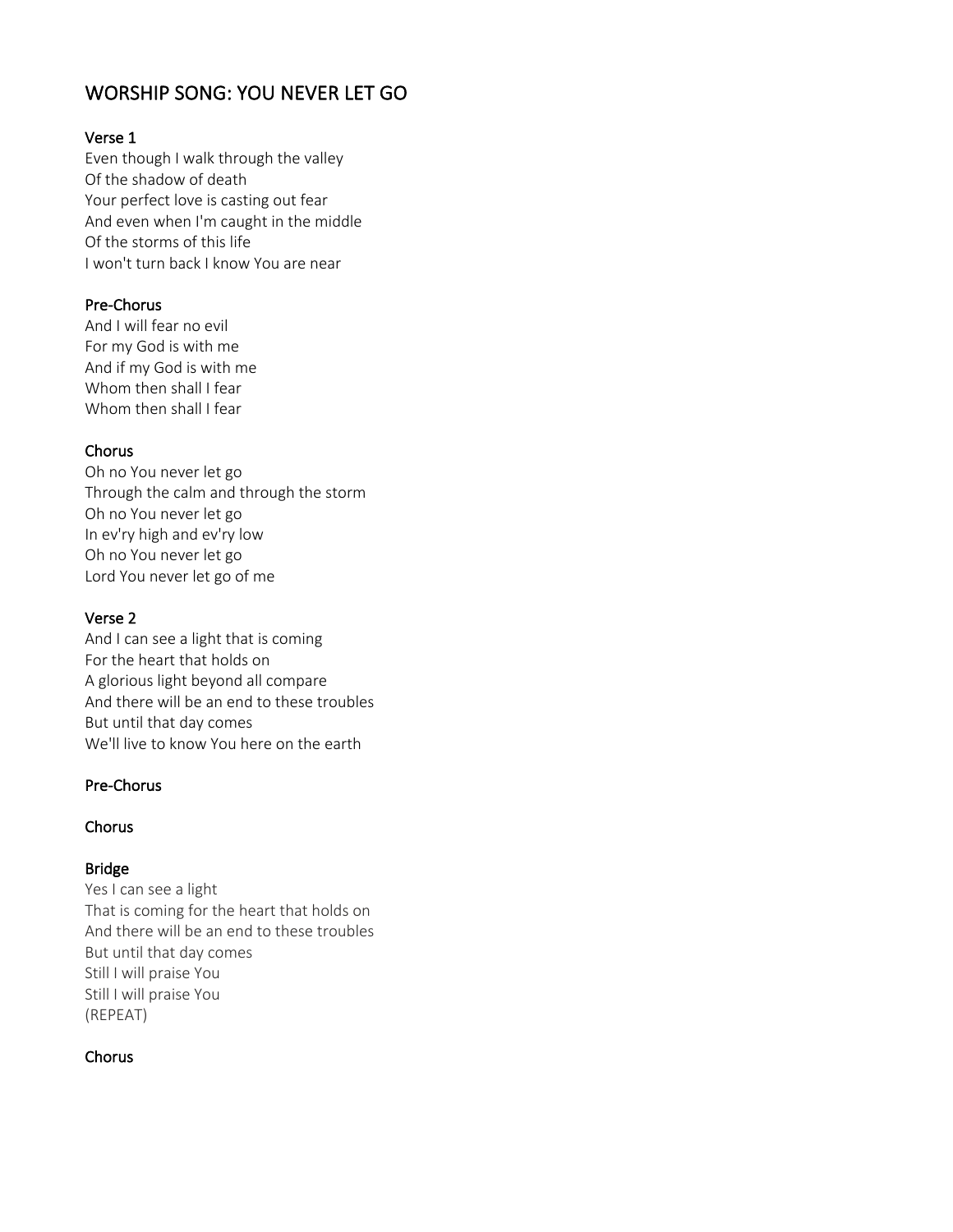# WORSHIP SONG: YOU NEVER LET GO

## Verse 1

Even though I walk through the valley
Of the shadow of death
Your perfect love is casting out fear
And even when I'm caught in the middle
Of the storms of this life
I won't turn back I know You are near

## Pre-Chorus

And I will fear no evil
For my God is with me
And if my God is with me
Whom then shall I fear
Whom then shall I fear

## Chorus

Oh no You never let go
Through the calm and through the storm
Oh no You never let go
In ev'ry high and ev'ry low
Oh no You never let go
Lord You never let go of me

## Verse 2

And I can see a light that is coming
For the heart that holds on
A glorious light beyond all compare
And there will be an end to these troubles
But until that day comes
We'll live to know You here on the earth

## Pre-Chorus

## Chorus

## Bridge

Yes I can see a light
That is coming for the heart that holds on
And there will be an end to these troubles
But until that day comes
Still I will praise You
Still I will praise You
(REPEAT)

## Chorus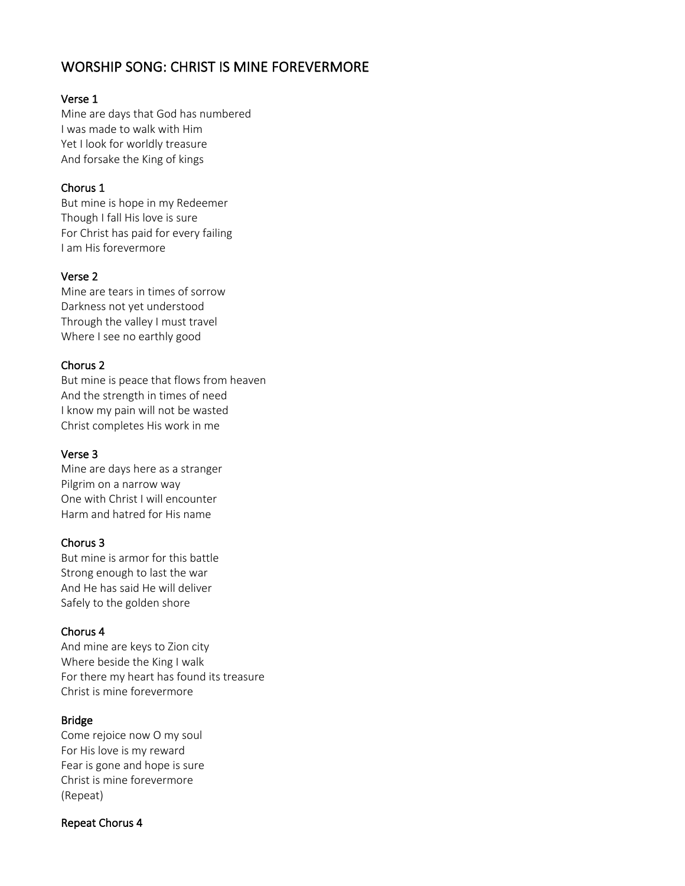# WORSHIP SONG: CHRIST IS MINE FOREVERMORE

Verse 1

Mine are days that God has numbered
I was made to walk with Him
Yet I look for worldly treasure
And forsake the King of kings

Chorus 1

But mine is hope in my Redeemer
Though I fall His love is sure
For Christ has paid for every failing
I am His forevermore

Verse 2

Mine are tears in times of sorrow
Darkness not yet understood
Through the valley I must travel
Where I see no earthly good

Chorus 2

But mine is peace that flows from heaven
And the strength in times of need
I know my pain will not be wasted
Christ completes His work in me

Verse 3

Mine are days here as a stranger
Pilgrim on a narrow way
One with Christ I will encounter
Harm and hatred for His name

Chorus 3

But mine is armor for this battle
Strong enough to last the war
And He has said He will deliver
Safely to the golden shore

Chorus 4

And mine are keys to Zion city
Where beside the King I walk
For there my heart has found its treasure
Christ is mine forevermore

Bridge

Come rejoice now O my soul
For His love is my reward
Fear is gone and hope is sure
Christ is mine forevermore
(Repeat)

Repeat Chorus 4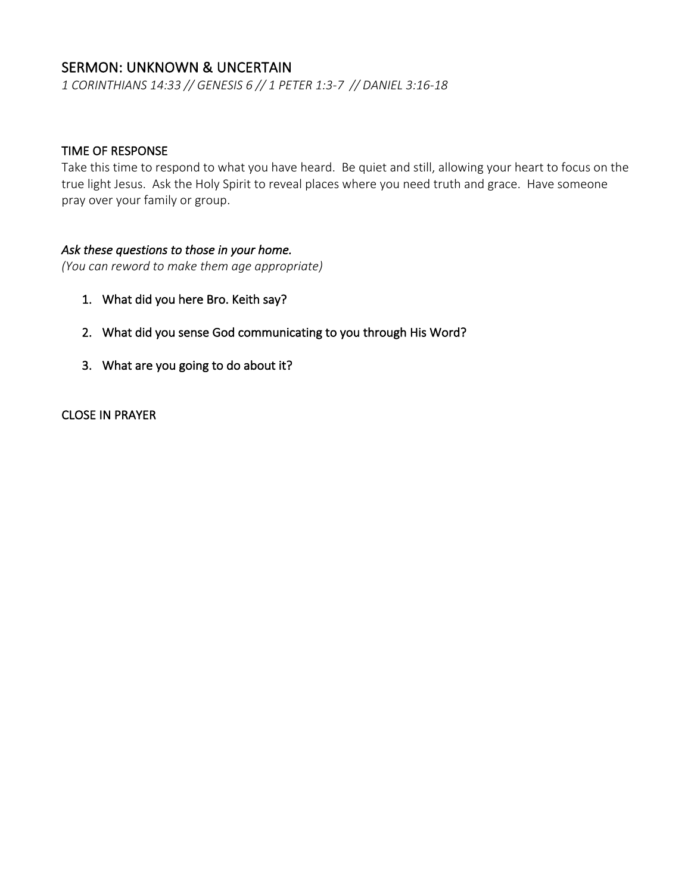## SERMON: UNKNOWN & UNCERTAIN

*1 CORINTHIANS 14:33 // GENESIS 6 // 1 PETER 1:3-7 // DANIEL 3:16-18*

### TIME OF RESPONSE

Take this time to respond to what you have heard. Be quiet and still, allowing your heart to focus on the true light Jesus. Ask the Holy Spirit to reveal places where you need truth and grace. Have someone pray over your family or group.

*Ask these questions to those in your home.*
*(You can reword to make them age appropriate)*

1. What did you here Bro. Keith say?
2. What did you sense God communicating to you through His Word?
3. What are you going to do about it?

CLOSE IN PRAYER